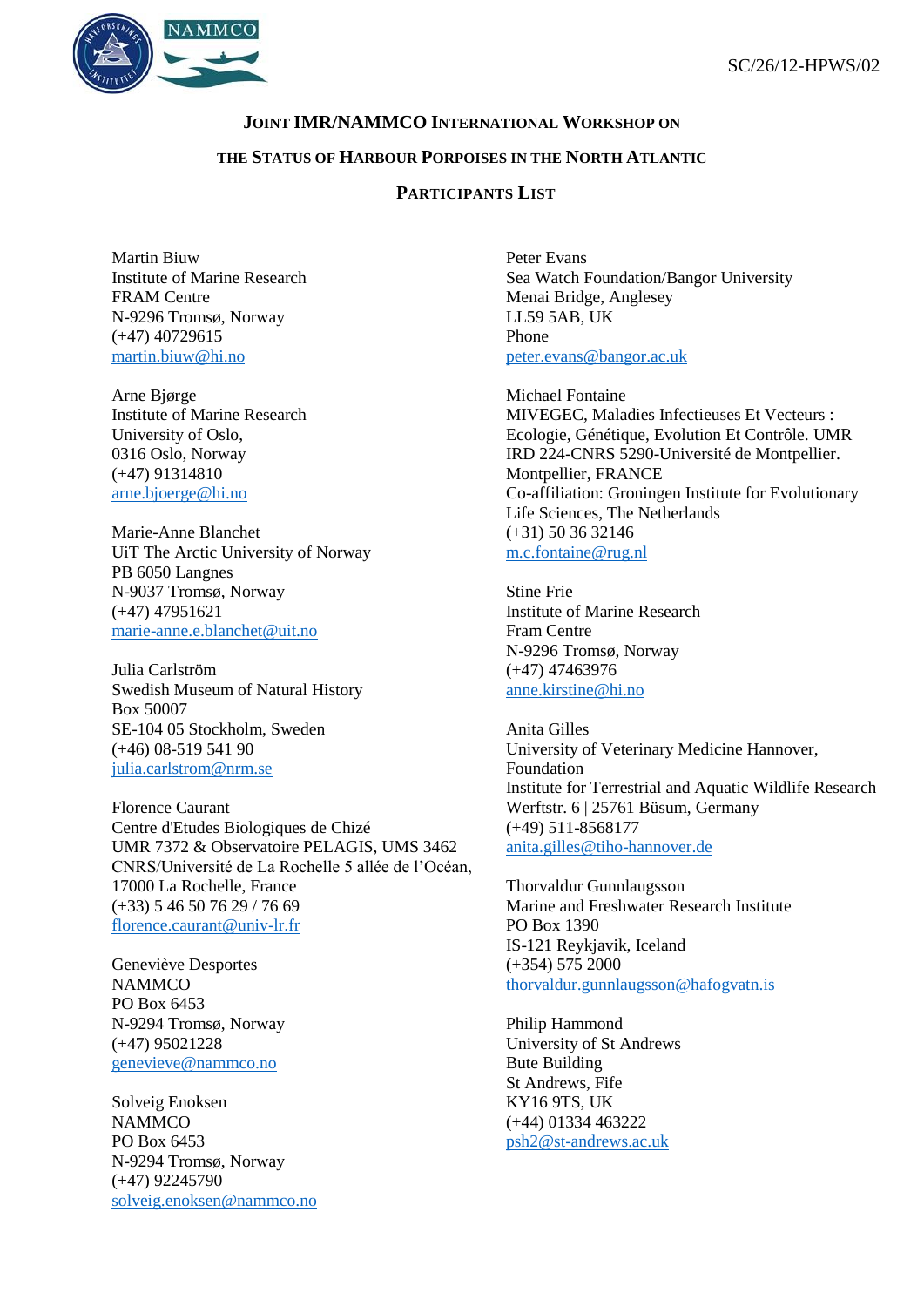SC/26/12-HPWS/02

# Joint IMR/NAMMCO International Workshop on the Status of Harbour Porpoises in the North Atlantic

## Participants List

Martin Biuw
Institute of Marine Research
FRAM Centre
N-9296 Tromsø, Norway
(+47) 40729615
martin.biuw@hi.no

Arne Bjørge
Institute of Marine Research
University of Oslo,
0316 Oslo, Norway
(+47) 91314810
arne.bjoerge@hi.no

Marie-Anne Blanchet
UiT The Arctic University of Norway
PB 6050 Langnes
N-9037 Tromsø, Norway
(+47) 47951621
marie-anne.e.blanchet@uit.no

Julia Carlström
Swedish Museum of Natural History
Box 50007
SE-104 05 Stockholm, Sweden
(+46) 08-519 541 90
julia.carlstrom@nrm.se

Florence Caurant
Centre d'Etudes Biologiques de Chizé
UMR 7372 & Observatoire PELAGIS, UMS 3462
CNRS/Université de La Rochelle 5 allée de l'Océan,
17000 La Rochelle, France
(+33) 5 46 50 76 29 / 76 69
florence.caurant@univ-lr.fr

Geneviève Desportes
NAMMCO
PO Box 6453
N-9294 Tromsø, Norway
(+47) 95021228
genevieve@nammco.no

Solveig Enoksen
NAMMCO
PO Box 6453
N-9294 Tromsø, Norway
(+47) 92245790
solveig.enoksen@nammco.no

Peter Evans
Sea Watch Foundation/Bangor University
Menai Bridge, Anglesey
LL59 5AB, UK
Phone
peter.evans@bangor.ac.uk

Michael Fontaine
MIVEGEC, Maladies Infectieuses Et Vecteurs : Ecologie, Génétique, Evolution Et Contrôle. UMR IRD 224-CNRS 5290-Université de Montpellier.
Montpellier, FRANCE
Co-affiliation: Groningen Institute for Evolutionary Life Sciences, The Netherlands
(+31) 50 36 32146
m.c.fontaine@rug.nl

Stine Frie
Institute of Marine Research
Fram Centre
N-9296 Tromsø, Norway
(+47) 47463976
anne.kirstine@hi.no

Anita Gilles
University of Veterinary Medicine Hannover, Foundation
Institute for Terrestrial and Aquatic Wildlife Research
Werftstr. 6 | 25761 Büsum, Germany
(+49) 511-8568177
anita.gilles@tiho-hannover.de

Thorvaldur Gunnlaugsson
Marine and Freshwater Research Institute
PO Box 1390
IS-121 Reykjavik, Iceland
(+354) 575 2000
thorvaldur.gunnlaugsson@hafogvatn.is

Philip Hammond
University of St Andrews
Bute Building
St Andrews, Fife
KY16 9TS, UK
(+44) 01334 463222
psh2@st-andrews.ac.uk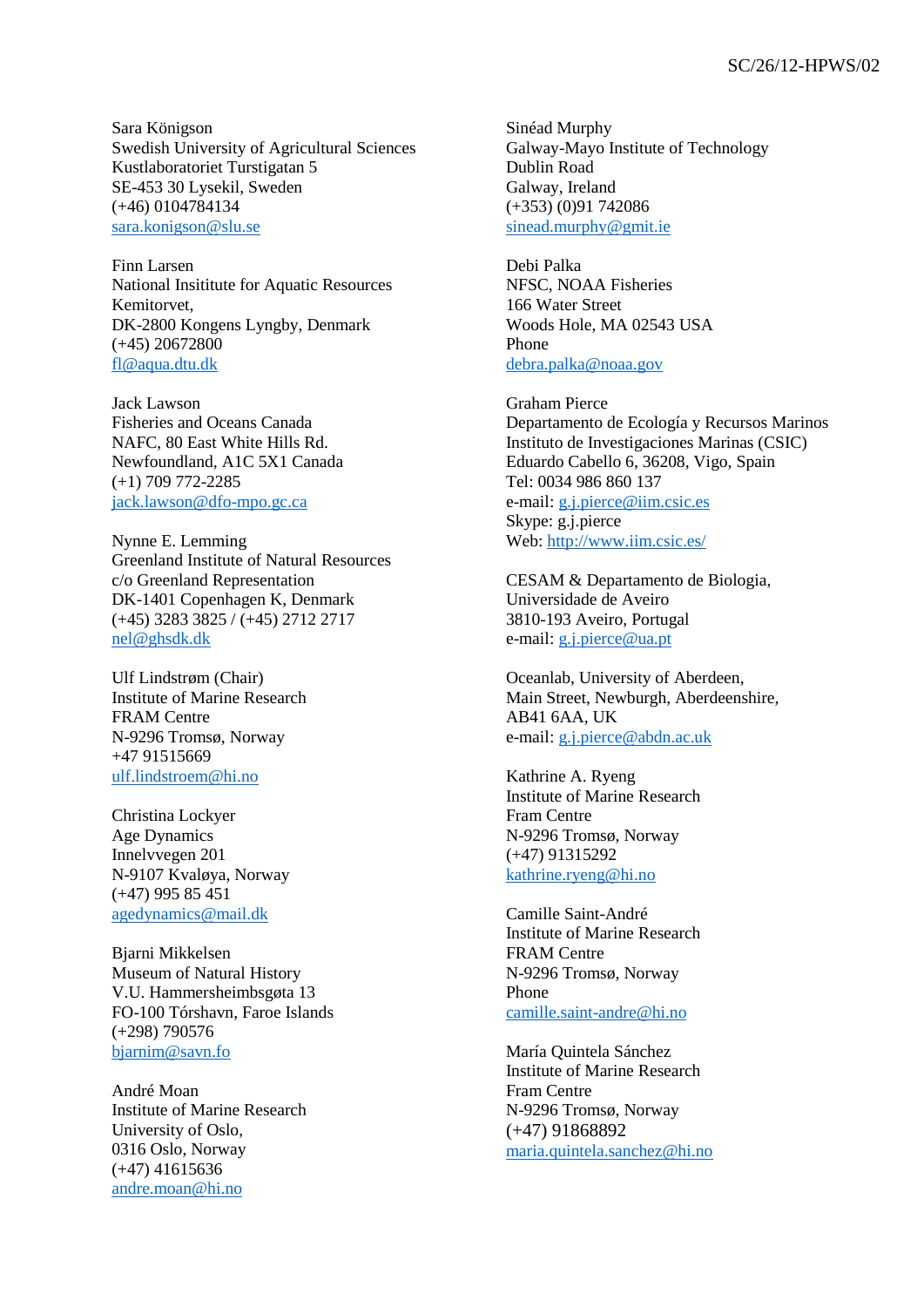Sara Königson
Swedish University of Agricultural Sciences
Kustlaboratoriet Turstigatan 5
SE-453 30 Lysekil, Sweden
(+46) 0104784134
sara.konigson@slu.se

Finn Larsen
National Insititute for Aquatic Resources
Kemitorvet,
DK-2800 Kongens Lyngby, Denmark
(+45) 20672800
fl@aqua.dtu.dk

Jack Lawson
Fisheries and Oceans Canada
NAFC, 80 East White Hills Rd.
Newfoundland, A1C 5X1 Canada
(+1) 709 772-2285
jack.lawson@dfo-mpo.gc.ca

Nynne E. Lemming
Greenland Institute of Natural Resources
c/o Greenland Representation
DK-1401 Copenhagen K, Denmark
(+45) 3283 3825 / (+45) 2712 2717
nel@ghsdk.dk

Ulf Lindstrøm (Chair)
Institute of Marine Research
FRAM Centre
N-9296 Tromsø, Norway
+47 91515669
ulf.lindstroem@hi.no

Christina Lockyer
Age Dynamics
Innelvvegen 201
N-9107 Kvaløya, Norway
(+47) 995 85 451
agedynamics@mail.dk

Bjarni Mikkelsen
Museum of Natural History
V.U. Hammersheimbsgøta 13
FO-100 Tórshavn, Faroe Islands
(+298) 790576
bjarnim@savn.fo

André Moan
Institute of Marine Research
University of Oslo,
0316 Oslo, Norway
(+47) 41615636
andre.moan@hi.no

Sinéad Murphy
Galway-Mayo Institute of Technology
Dublin Road
Galway, Ireland
(+353) (0)91 742086
sinead.murphy@gmit.ie

Debi Palka
NFSC, NOAA Fisheries
166 Water Street
Woods Hole, MA 02543 USA
Phone
debra.palka@noaa.gov

Graham Pierce
Departamento de Ecología y Recursos Marinos
Instituto de Investigaciones Marinas (CSIC)
Eduardo Cabello 6, 36208, Vigo, Spain
Tel: 0034 986 860 137
e-mail: g.j.pierce@iim.csic.es
Skype: g.j.pierce
Web: http://www.iim.csic.es/

CESAM & Departamento de Biologia,
Universidade de Aveiro
3810-193 Aveiro, Portugal
e-mail: g.j.pierce@ua.pt

Oceanlab, University of Aberdeen,
Main Street, Newburgh, Aberdeenshire,
AB41 6AA, UK
e-mail: g.j.pierce@abdn.ac.uk

Kathrine A. Ryeng
Institute of Marine Research
Fram Centre
N-9296 Tromsø, Norway
(+47) 91315292
kathrine.ryeng@hi.no

Camille Saint-André
Institute of Marine Research
FRAM Centre
N-9296 Tromsø, Norway
Phone
camille.saint-andre@hi.no

María Quintela Sánchez
Institute of Marine Research
Fram Centre
N-9296 Tromsø, Norway
(+47) 91868892
maria.quintela.sanchez@hi.no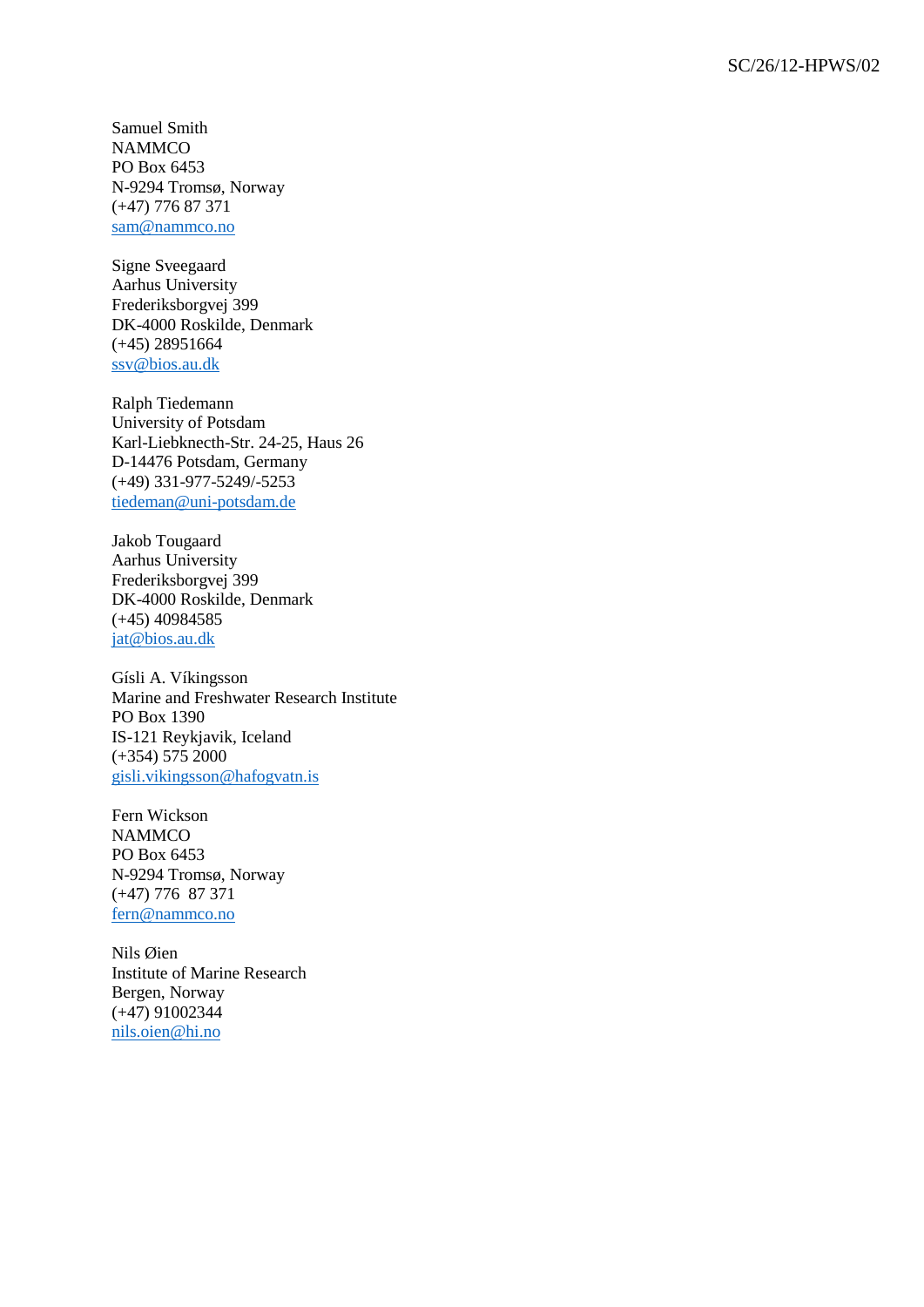Samuel Smith
NAMMCO
PO Box 6453
N-9294 Tromsø, Norway
(+47) 776 87 371
sam@nammco.no

Signe Sveegaard
Aarhus University
Frederiksborgvej 399
DK-4000 Roskilde, Denmark
(+45) 28951664
ssv@bios.au.dk

Ralph Tiedemann
University of Potsdam
Karl-Liebknecth-Str. 24-25, Haus 26
D-14476 Potsdam, Germany
(+49) 331-977-5249/-5253
tiedeman@uni-potsdam.de

Jakob Tougaard
Aarhus University
Frederiksborgvej 399
DK-4000 Roskilde, Denmark
(+45) 40984585
jat@bios.au.dk

Gísli A. Víkingsson
Marine and Freshwater Research Institute
PO Box 1390
IS-121 Reykjavik, Iceland
(+354) 575 2000
gisli.vikingsson@hafogvatn.is

Fern Wickson
NAMMCO
PO Box 6453
N-9294 Tromsø, Norway
(+47) 776 87 371
fern@nammco.no

Nils Øien
Institute of Marine Research
Bergen, Norway
(+47) 91002344
nils.oien@hi.no